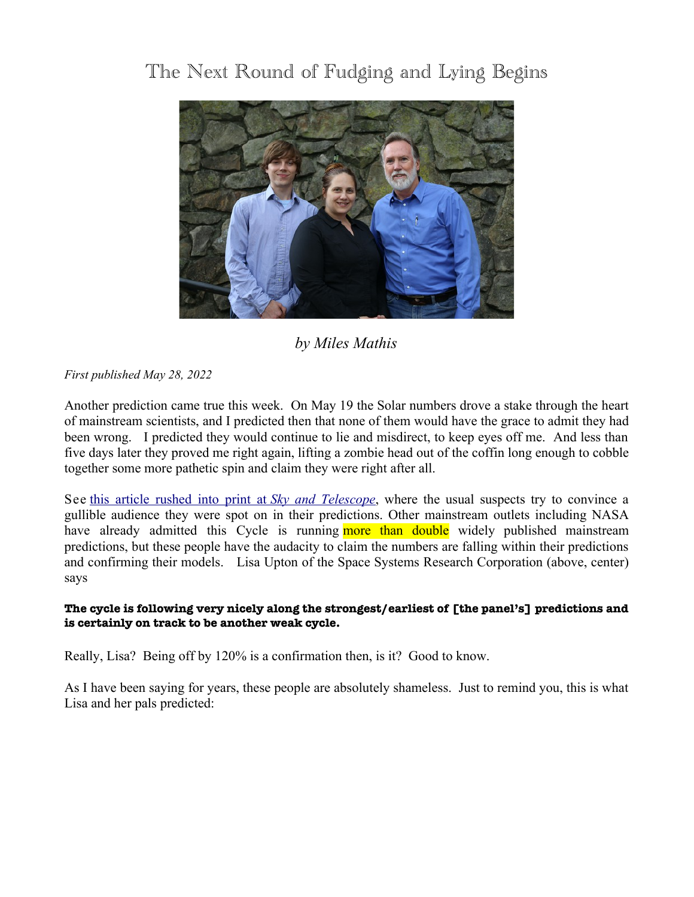# The Next Round of Fudging and Lying Begins

*by Miles Mathis*

*First published May 28, 2022*

Another prediction came true this week. On May 19 the Solar numbers drove a stake through the heart of mainstream scientists, and I predicted then that none of them would have the grace to admit they had been wrong. I predicted they would continue to lie and misdirect, to keep eyes off me. And less than five days later they proved me right again, lifting a zombie head out of the coffin long enough to cobble together some more pathetic spin and claim they were right after all.

See this article rushed into print at *Sky and Telescope*, where the usual suspects try to convince a gullible audience they were spot on in their predictions. Other mainstream outlets including NASA have already admitted this Cycle is running more than double widely published mainstream predictions, but these people have the audacity to claim the numbers are falling within their predictions and confirming their models. Lisa Upton of the Space Systems Research Corporation (above, center) says

**The cycle is following very nicely along the strongest/earliest of [the panel's] predictions and is certainly on track to be another weak cycle.**

Really, Lisa? Being off by 120% is a confirmation then, is it? Good to know.

As I have been saying for years, these people are absolutely shameless. Just to remind you, this is what Lisa and her pals predicted: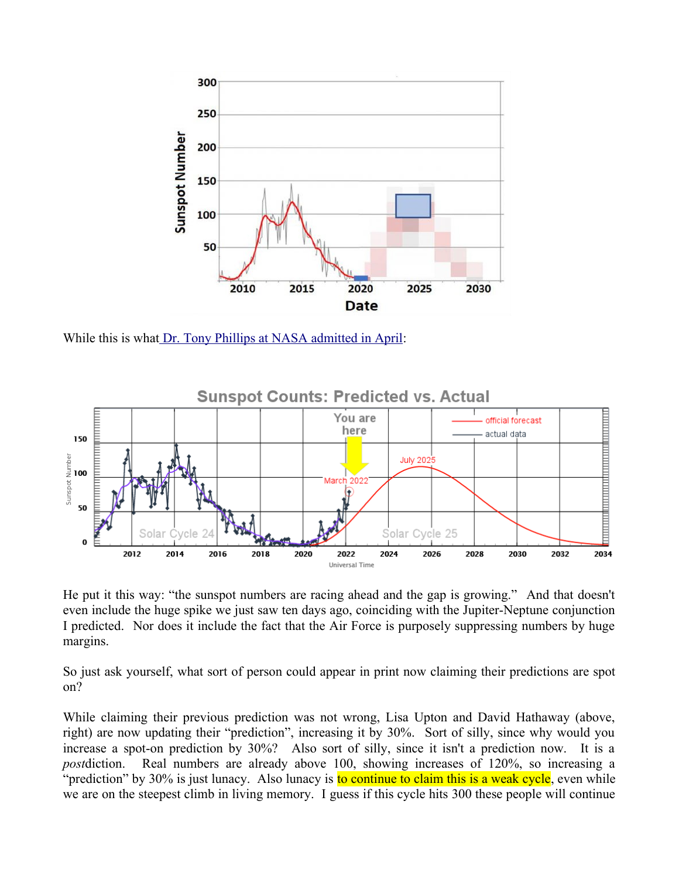While this is what [Dr. Tony Phillips at NASA admitted in April](#):

He put it this way: "the sunspot numbers are racing ahead and the gap is growing." And that doesn't even include the huge spike we just saw ten days ago, coinciding with the Jupiter-Neptune conjunction I predicted. Nor does it include the fact that the Air Force is purposely suppressing numbers by huge margins.

So just ask yourself, what sort of person could appear in print now claiming their predictions are spot on?

While claiming their previous prediction was not wrong, Lisa Upton and David Hathaway (above, right) are now updating their "prediction", increasing it by 30%. Sort of silly, since why would you increase a spot-on prediction by 30%? Also sort of silly, since it isn't a prediction now. It is a *post*diction. Real numbers are already above 100, showing increases of 120%, so increasing a "prediction" by 30% is just lunacy. Also lunacy is to continue to claim this is a weak cycle, even while we are on the steepest climb in living memory. I guess if this cycle hits 300 these people will continue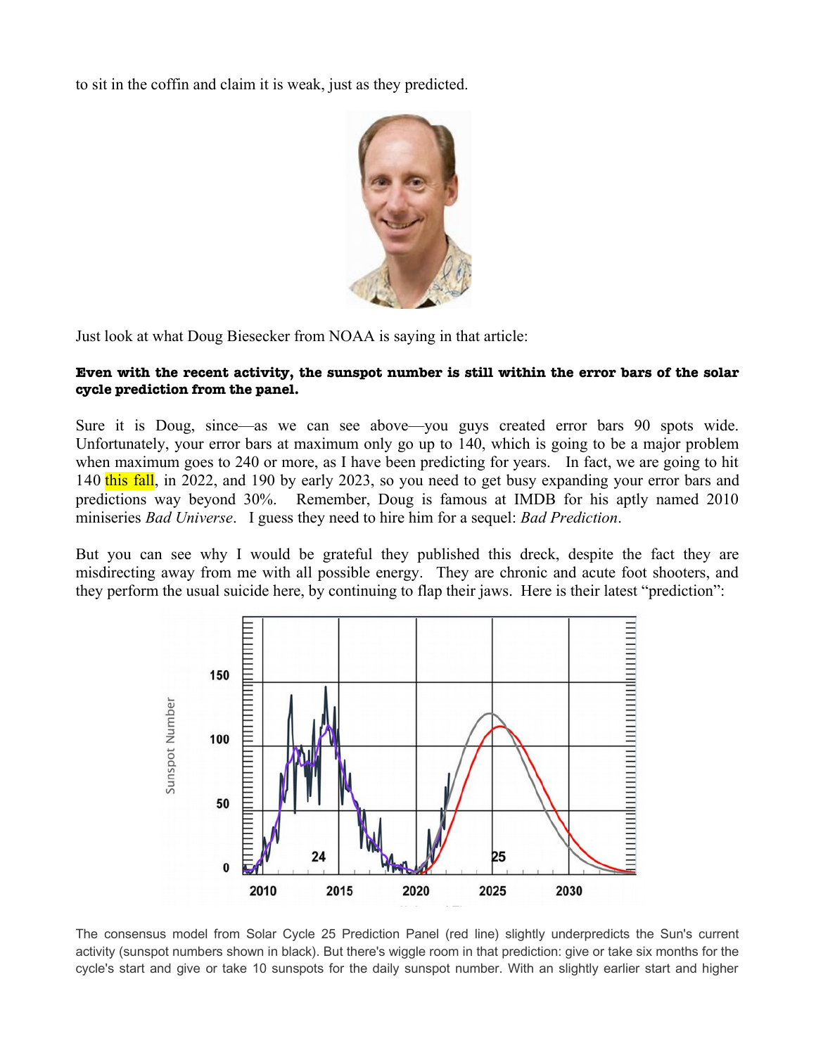to sit in the coffin and claim it is weak, just as they predicted.

Just look at what Doug Biesecker from NOAA is saying in that article:

**Even with the recent activity, the sunspot number is still within the error bars of the solar cycle prediction from the panel.**

Sure it is Doug, since—as we can see above—you guys created error bars 90 spots wide. Unfortunately, your error bars at maximum only go up to 140, which is going to be a major problem when maximum goes to 240 or more, as I have been predicting for years. In fact, we are going to hit 140 this fall, in 2022, and 190 by early 2023, so you need to get busy expanding your error bars and predictions way beyond 30%. Remember, Doug is famous at IMDB for his aptly named 2010 miniseries *Bad Universe*. I guess they need to hire him for a sequel: *Bad Prediction*.

But you can see why I would be grateful they published this dreck, despite the fact they are misdirecting away from me with all possible energy. They are chronic and acute foot shooters, and they perform the usual suicide here, by continuing to flap their jaws. Here is their latest "prediction":

The consensus model from Solar Cycle 25 Prediction Panel (red line) slightly underpredicts the Sun's current activity (sunspot numbers shown in black). But there's wiggle room in that prediction: give or take six months for the cycle's start and give or take 10 sunspots for the daily sunspot number. With an slightly earlier start and higher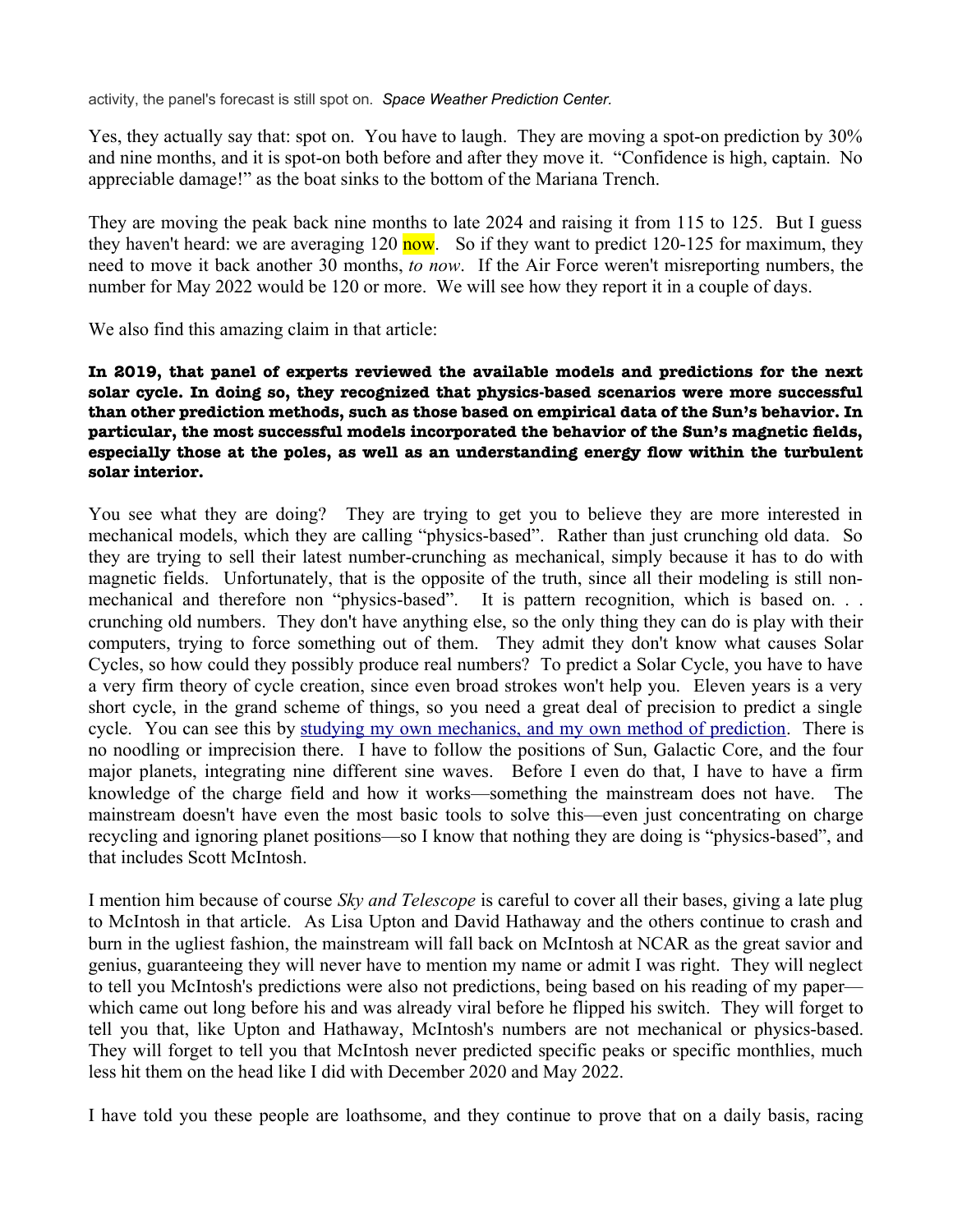activity, the panel's forecast is still spot on. *Space Weather Prediction Center.*

Yes, they actually say that: spot on. You have to laugh. They are moving a spot-on prediction by 30% and nine months, and it is spot-on both before and after they move it. "Confidence is high, captain. No appreciable damage!" as the boat sinks to the bottom of the Mariana Trench.

They are moving the peak back nine months to late 2024 and raising it from 115 to 125. But I guess they haven't heard: we are averaging 120 now. So if they want to predict 120-125 for maximum, they need to move it back another 30 months, *to now*. If the Air Force weren't misreporting numbers, the number for May 2022 would be 120 or more. We will see how they report it in a couple of days.

We also find this amazing claim in that article:

**In 2019, that panel of experts reviewed the available models and predictions for the next solar cycle. In doing so, they recognized that physics-based scenarios were more successful than other prediction methods, such as those based on empirical data of the Sun's behavior. In particular, the most successful models incorporated the behavior of the Sun's magnetic fields, especially those at the poles, as well as an understanding energy flow within the turbulent solar interior.**

You see what they are doing? They are trying to get you to believe they are more interested in mechanical models, which they are calling "physics-based". Rather than just crunching old data. So they are trying to sell their latest number-crunching as mechanical, simply because it has to do with magnetic fields. Unfortunately, that is the opposite of the truth, since all their modeling is still non-mechanical and therefore non "physics-based". It is pattern recognition, which is based on. . . crunching old numbers. They don't have anything else, so the only thing they can do is play with their computers, trying to force something out of them. They admit they don't know what causes Solar Cycles, so how could they possibly produce real numbers? To predict a Solar Cycle, you have to have a very firm theory of cycle creation, since even broad strokes won't help you. Eleven years is a very short cycle, in the grand scheme of things, so you need a great deal of precision to predict a single cycle. You can see this by studying my own mechanics, and my own method of prediction. There is no noodling or imprecision there. I have to follow the positions of Sun, Galactic Core, and the four major planets, integrating nine different sine waves. Before I even do that, I have to have a firm knowledge of the charge field and how it works—something the mainstream does not have. The mainstream doesn't have even the most basic tools to solve this—even just concentrating on charge recycling and ignoring planet positions—so I know that nothing they are doing is "physics-based", and that includes Scott McIntosh.

I mention him because of course *Sky and Telescope* is careful to cover all their bases, giving a late plug to McIntosh in that article. As Lisa Upton and David Hathaway and the others continue to crash and burn in the ugliest fashion, the mainstream will fall back on McIntosh at NCAR as the great savior and genius, guaranteeing they will never have to mention my name or admit I was right. They will neglect to tell you McIntosh's predictions were also not predictions, being based on his reading of my paper—which came out long before his and was already viral before he flipped his switch. They will forget to tell you that, like Upton and Hathaway, McIntosh's numbers are not mechanical or physics-based. They will forget to tell you that McIntosh never predicted specific peaks or specific monthlies, much less hit them on the head like I did with December 2020 and May 2022.

I have told you these people are loathsome, and they continue to prove that on a daily basis, racing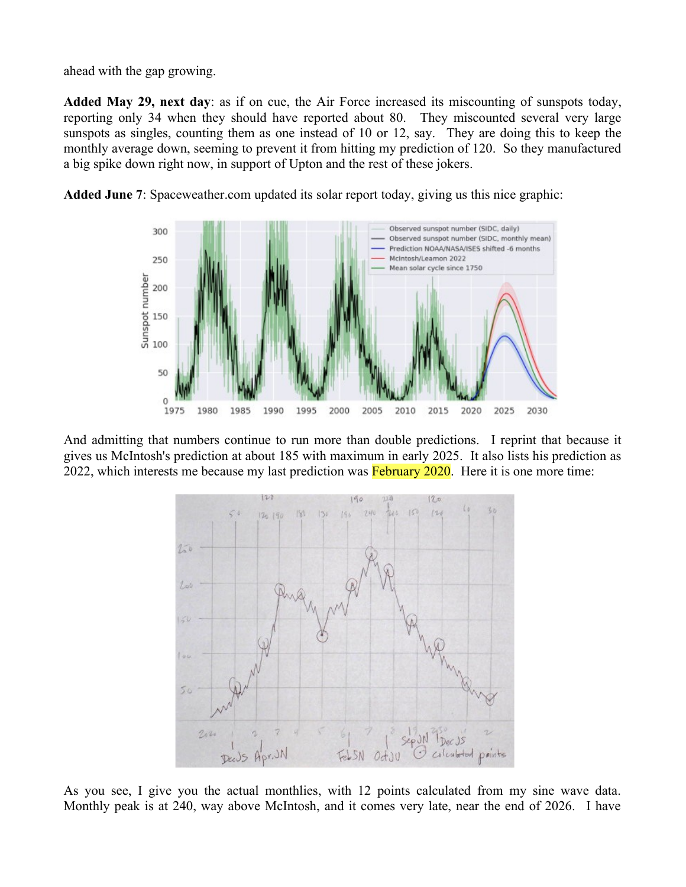ahead with the gap growing.

**Added May 29, next day**: as if on cue, the Air Force increased its miscounting of sunspots today, reporting only 34 when they should have reported about 80. They miscounted several very large sunspots as singles, counting them as one instead of 10 or 12, say. They are doing this to keep the monthly average down, seeming to prevent it from hitting my prediction of 120. So they manufactured a big spike down right now, in support of Upton and the rest of these jokers.

**Added June 7**: Spaceweather.com updated its solar report today, giving us this nice graphic:

And admitting that numbers continue to run more than double predictions. I reprint that because it gives us McIntosh's prediction at about 185 with maximum in early 2025. It also lists his prediction as 2022, which interests me because my last prediction was February 2020. Here it is one more time:

As you see, I give you the actual monthlies, with 12 points calculated from my sine wave data. Monthly peak is at 240, way above McIntosh, and it comes very late, near the end of 2026. I have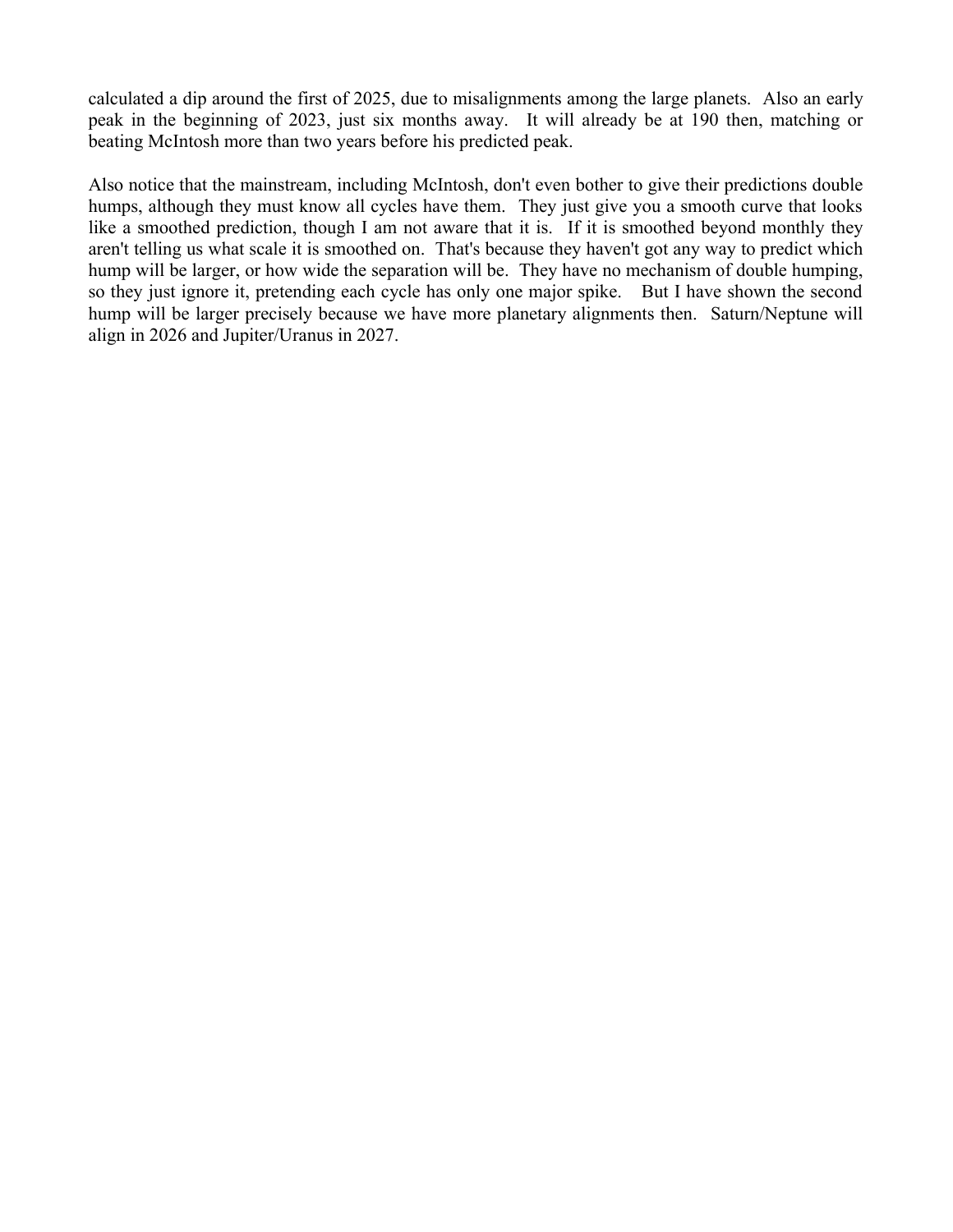calculated a dip around the first of 2025, due to misalignments among the large planets. Also an early peak in the beginning of 2023, just six months away. It will already be at 190 then, matching or beating McIntosh more than two years before his predicted peak.

Also notice that the mainstream, including McIntosh, don't even bother to give their predictions double humps, although they must know all cycles have them. They just give you a smooth curve that looks like a smoothed prediction, though I am not aware that it is. If it is smoothed beyond monthly they aren't telling us what scale it is smoothed on. That's because they haven't got any way to predict which hump will be larger, or how wide the separation will be. They have no mechanism of double humping, so they just ignore it, pretending each cycle has only one major spike. But I have shown the second hump will be larger precisely because we have more planetary alignments then. Saturn/Neptune will align in 2026 and Jupiter/Uranus in 2027.